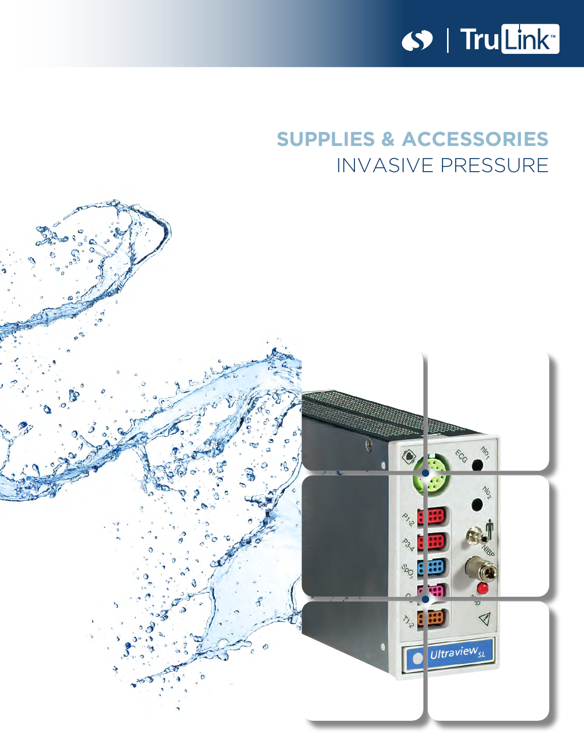TruLink™

# SUPPLIES & ACCESSORIES

## INVASIVE PRESSURE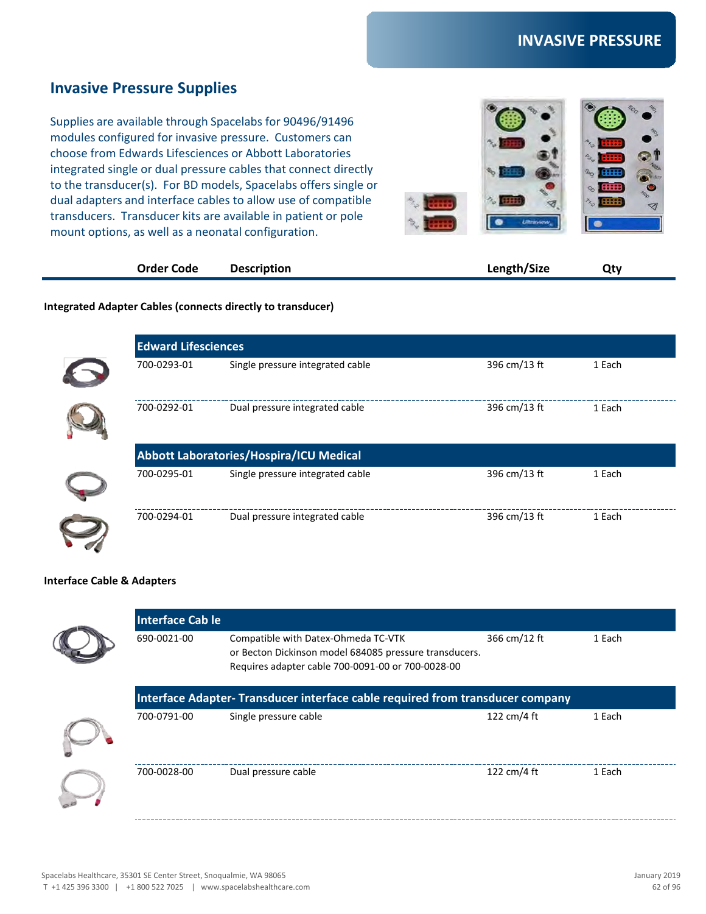# INVASIVE PRESSURE

## Invasive Pressure Supplies

Supplies are available through Spacelabs for 90496/91496 modules configured for invasive pressure. Customers can choose from Edwards Lifesciences or Abbott Laboratories integrated single or dual pressure cables that connect directly to the transducer(s). For BD models, Spacelabs offers single or dual adapters and interface cables to allow use of compatible transducers. Transducer kits are available in patient or pole mount options, as well as a neonatal configuration.

| Order Code | Description | Length/Size | Qty |
|---|---|---|---|
| **Integrated Adapter Cables (connects directly to transducer)** | | | |
| **Edward Lifesciences** | | | |
| 700-0293-01 | Single pressure integrated cable | 396 cm/13 ft | 1 Each |
| 700-0292-01 | Dual pressure integrated cable | 396 cm/13 ft | 1 Each |
| **Abbott Laboratories/Hospira/ICU Medical** | | | |
| 700-0295-01 | Single pressure integrated cable | 396 cm/13 ft | 1 Each |
| 700-0294-01 | Dual pressure integrated cable | 396 cm/13 ft | 1 Each |
| **Interface Cable & Adapters** | | | |
| **Interface Cab le** | | | |
| 690-0021-00 | Compatible with Datex-Ohmeda TC-VTK or Becton Dickinson model 684085 pressure transducers. Requires adapter cable 700-0091-00 or 700-0028-00 | 366 cm/12 ft | 1 Each |
| **Interface Adapter- Transducer interface cable required from transducer company** | | | |
| 700-0791-00 | Single pressure cable | 122 cm/4 ft | 1 Each |
| 700-0028-00 | Dual pressure cable | 122 cm/4 ft | 1 Each |

Spacelabs Healthcare, 35301 SE Center Street, Snoqualmie, WA 98065
T +1 425 396 3300 | +1 800 522 7025 | www.spacelabshealthcare.com

January 2019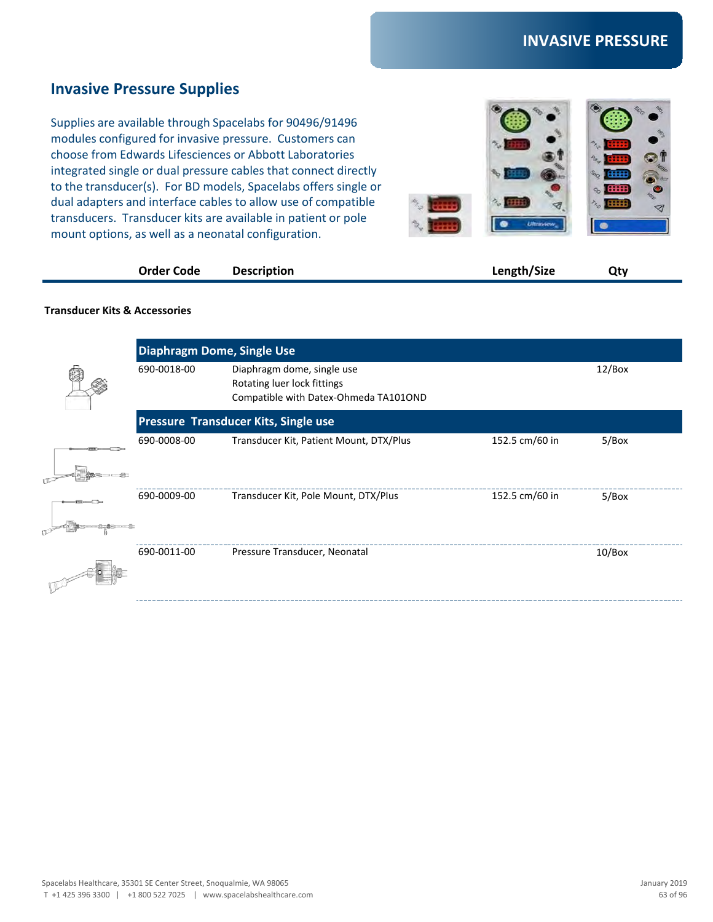## Invasive Pressure Supplies

Supplies are available through Spacelabs for 90496/91496 modules configured for invasive pressure. Customers can choose from Edwards Lifesciences or Abbott Laboratories integrated single or dual pressure cables that connect directly to the transducer(s). For BD models, Spacelabs offers single or dual adapters and interface cables to allow use of compatible transducers. Transducer kits are available in patient or pole mount options, as well as a neonatal configuration.

| Order Code | Description | Length/Size | Qty |
|---|---|---|---|
| **Transducer Kits & Accessories** | | | |
| **Diaphragm Dome, Single Use** | | | |
| 690-0018-00 | Diaphragm dome, single use<br>Rotating luer lock fittings<br>Compatible with Datex-Ohmeda TA101OND | | 12/Box |
| **Pressure Transducer Kits, Single use** | | | |
| 690-0008-00 | Transducer Kit, Patient Mount, DTX/Plus | 152.5 cm/60 in | 5/Box |
| 690-0009-00 | Transducer Kit, Pole Mount, DTX/Plus | 152.5 cm/60 in | 5/Box |
| 690-0011-00 | Pressure Transducer, Neonatal | | 10/Box |